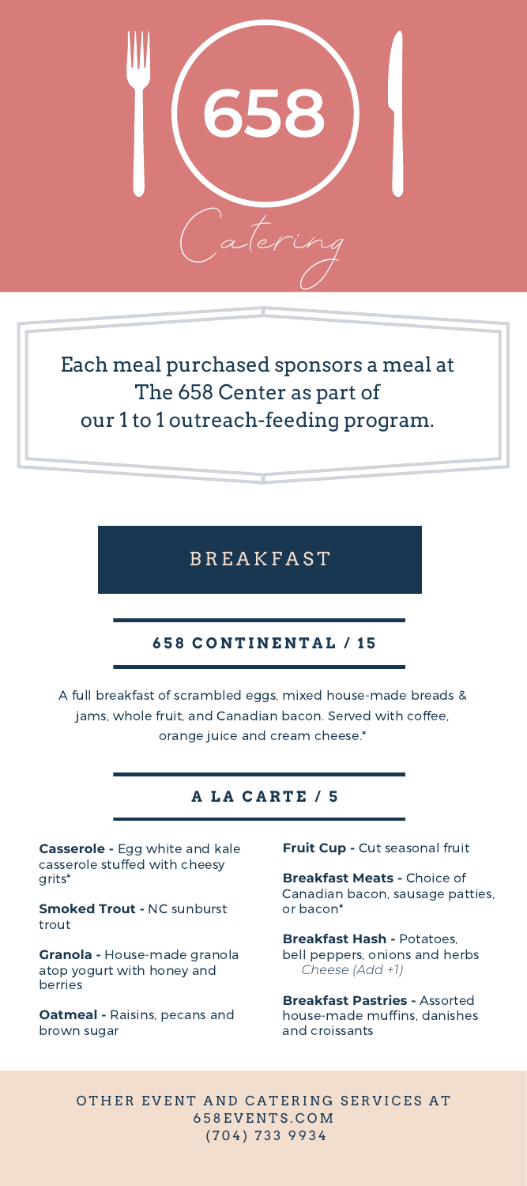# 658 Catering

Each meal purchased sponsors a meal at The 658 Center as part of our 1 to 1 outreach-feeding program.

## BREAKFAST

### 658 CONTINENTAL / 15

A full breakfast of scrambled eggs, mixed house-made breads & jams, whole fruit, and Canadian bacon. Served with coffee, orange juice and cream cheese.*

### A LA CARTE / 5

**Casserole -** Egg white and kale casserole stuffed with cheesy grits*

**Smoked Trout -** NC sunburst trout

**Granola -** House-made granola atop yogurt with honey and berries

**Oatmeal -** Raisins, pecans and brown sugar

**Fruit Cup -** Cut seasonal fruit

**Breakfast Meats -** Choice of Canadian bacon, sausage patties, or bacon*

**Breakfast Hash -** Potatoes, bell peppers, onions and herbs
*Cheese (Add +1)*

**Breakfast Pastries -** Assorted house-made muffins, danishes and croissants

OTHER EVENT AND CATERING SERVICES AT
658EVENTS.COM
(704) 733 9934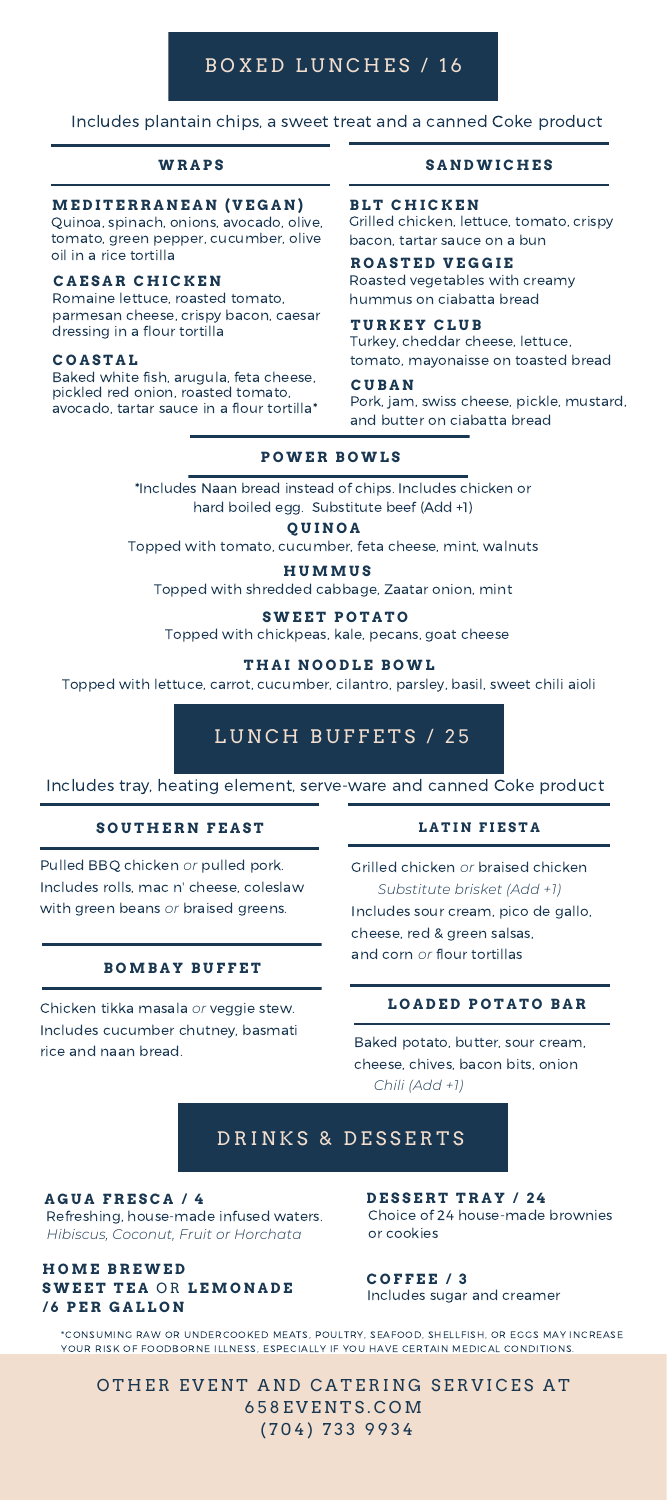# BOXED LUNCHES / 16

Includes plantain chips, a sweet treat and a canned Coke product

## WRAPS

### MEDITERRANEAN (VEGAN)
Quinoa, spinach, onions, avocado, olive, tomato, green pepper, cucumber, olive oil in a rice tortilla

### CAESAR CHICKEN
Romaine lettuce, roasted tomato, parmesan cheese, crispy bacon, caesar dressing in a flour tortilla

### COASTAL
Baked white fish, arugula, feta cheese, pickled red onion, roasted tomato, avocado, tartar sauce in a flour tortilla*

## SANDWICHES

### BLT CHICKEN
Grilled chicken, lettuce, tomato, crispy bacon, tartar sauce on a bun

### ROASTED VEGGIE
Roasted vegetables with creamy hummus on ciabatta bread

### TURKEY CLUB
Turkey, cheddar cheese, lettuce, tomato, mayonaisse on toasted bread

### CUBAN
Pork, jam, swiss cheese, pickle, mustard, and butter on ciabatta bread

## POWER BOWLS

*Includes Naan bread instead of chips. Includes chicken or hard boiled egg. Substitute beef (Add +1)

### QUINOA
Topped with tomato, cucumber, feta cheese, mint, walnuts

### HUMMUS
Topped with shredded cabbage, Zaatar onion, mint

### SWEET POTATO
Topped with chickpeas, kale, pecans, goat cheese

### THAI NOODLE BOWL
Topped with lettuce, carrot, cucumber, cilantro, parsley, basil, sweet chili aioli

# LUNCH BUFFETS / 25

Includes tray, heating element, serve-ware and canned Coke product

## SOUTHERN FEAST

Pulled BBQ chicken *or* pulled pork. Includes rolls, mac n' cheese, coleslaw with green beans *or* braised greens.

## BOMBAY BUFFET

Chicken tikka masala *or* veggie stew. Includes cucumber chutney, basmati rice and naan bread.

## LATIN FIESTA

Grilled chicken *or* braised chicken
*Substitute brisket (Add +1)*
Includes sour cream, pico de gallo, cheese, red & green salsas, and corn *or* flour tortillas

## LOADED POTATO BAR

Baked potato, butter, sour cream, cheese, chives, bacon bits, onion
*Chili (Add +1)*

# DRINKS & DESSERTS

### AGUA FRESCA / 4
Refreshing, house-made infused waters.
*Hibiscus, Coconut, Fruit or Horchata*

### HOME BREWED SWEET TEA OR LEMONADE /6 PER GALLON

### DESSERT TRAY / 24
Choice of 24 house-made brownies or cookies

### COFFEE / 3
Includes sugar and creamer

*CONSUMING RAW OR UNDERCOOKED MEATS, POULTRY, SEAFOOD, SHELLFISH, OR EGGS MAY INCREASE YOUR RISK OF FOODBORNE ILLNESS, ESPECIALLY IF YOU HAVE CERTAIN MEDICAL CONDITIONS.

OTHER EVENT AND CATERING SERVICES AT 658EVENTS.COM
(704) 733 9934